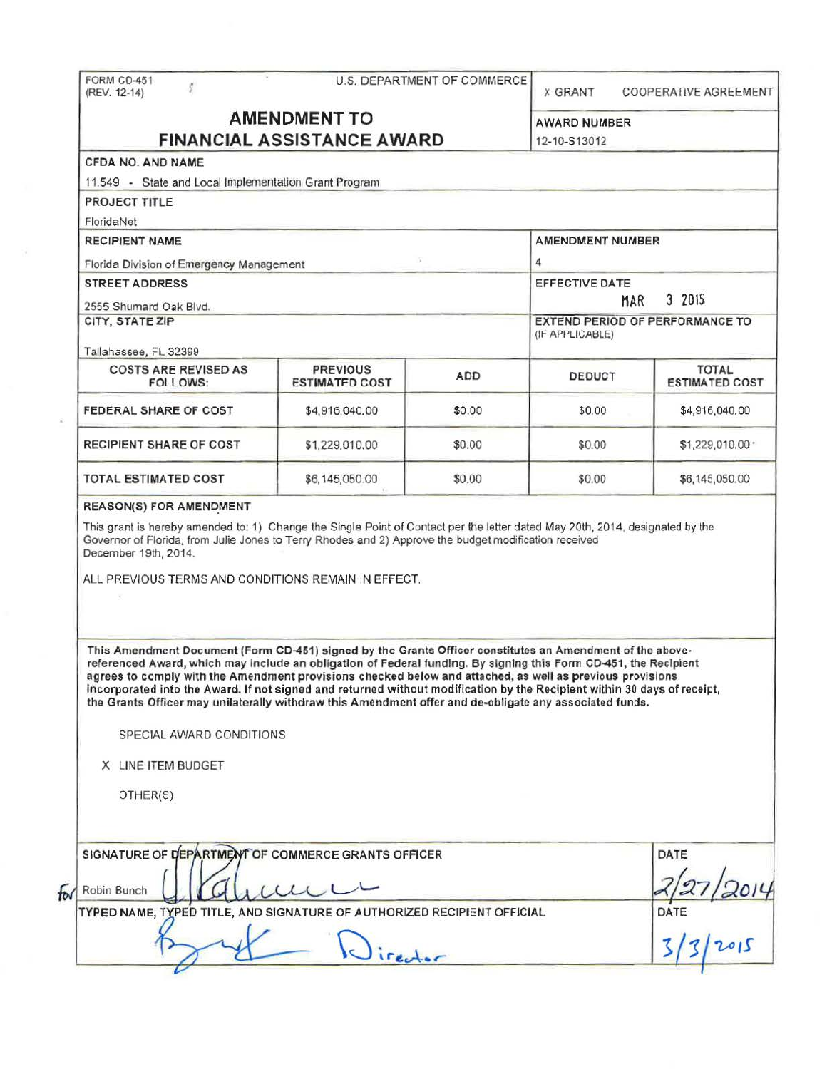FORM CD-451
(REV. 12-14)

U.S. DEPARTMENT OF COMMERCE

X GRANT  COOPERATIVE AGREEMENT

# AMENDMENT TO FINANCIAL ASSISTANCE AWARD

**AWARD NUMBER**
12-10-S13012

**CFDA NO. AND NAME**
11.549 - State and Local Implementation Grant Program

**PROJECT TITLE**
FloridaNet

**RECIPIENT NAME**
Florida Division of Emergency Management

**AMENDMENT NUMBER**
4

**STREET ADDRESS**
2555 Shumard Oak Blvd.

**EFFECTIVE DATE**
MAR 3 2015

**CITY, STATE ZIP**
Tallahassee, FL 32399

**EXTEND PERIOD OF PERFORMANCE TO** (IF APPLICABLE)

| COSTS ARE REVISED AS FOLLOWS: | PREVIOUS ESTIMATED COST | ADD | DEDUCT | TOTAL ESTIMATED COST |
|---|---|---|---|---|
| FEDERAL SHARE OF COST | $4,916,040.00 | $0.00 | $0.00 | $4,916,040.00 |
| RECIPIENT SHARE OF COST | $1,229,010.00 | $0.00 | $0.00 | $1,229,010.00 |
| TOTAL ESTIMATED COST | $6,145,050.00 | $0.00 | $0.00 | $6,145,050.00 |

**REASON(S) FOR AMENDMENT**

This grant is hereby amended to: 1) Change the Single Point of Contact per the letter dated May 20th, 2014, designated by the Governor of Florida, from Julie Jones to Terry Rhodes and 2) Approve the budget modification received December 19th, 2014.

ALL PREVIOUS TERMS AND CONDITIONS REMAIN IN EFFECT.

**This Amendment Document (Form CD-451) signed by the Grants Officer constitutes an Amendment of the above-referenced Award, which may include an obligation of Federal funding. By signing this Form CD-451, the Recipient agrees to comply with the Amendment provisions checked below and attached, as well as previous provisions incorporated into the Award. If not signed and returned without modification by the Recipient within 30 days of receipt, the Grants Officer may unilaterally withdraw this Amendment offer and de-obligate any associated funds.**

SPECIAL AWARD CONDITIONS

X LINE ITEM BUDGET

OTHER(S)

**SIGNATURE OF DEPARTMENT OF COMMERCE GRANTS OFFICER**
for Robin Bunch

**DATE**
2/27/2014

**TYPED NAME, TYPED TITLE, AND SIGNATURE OF AUTHORIZED RECIPIENT OFFICIAL**
Director

**DATE**
3/3/2015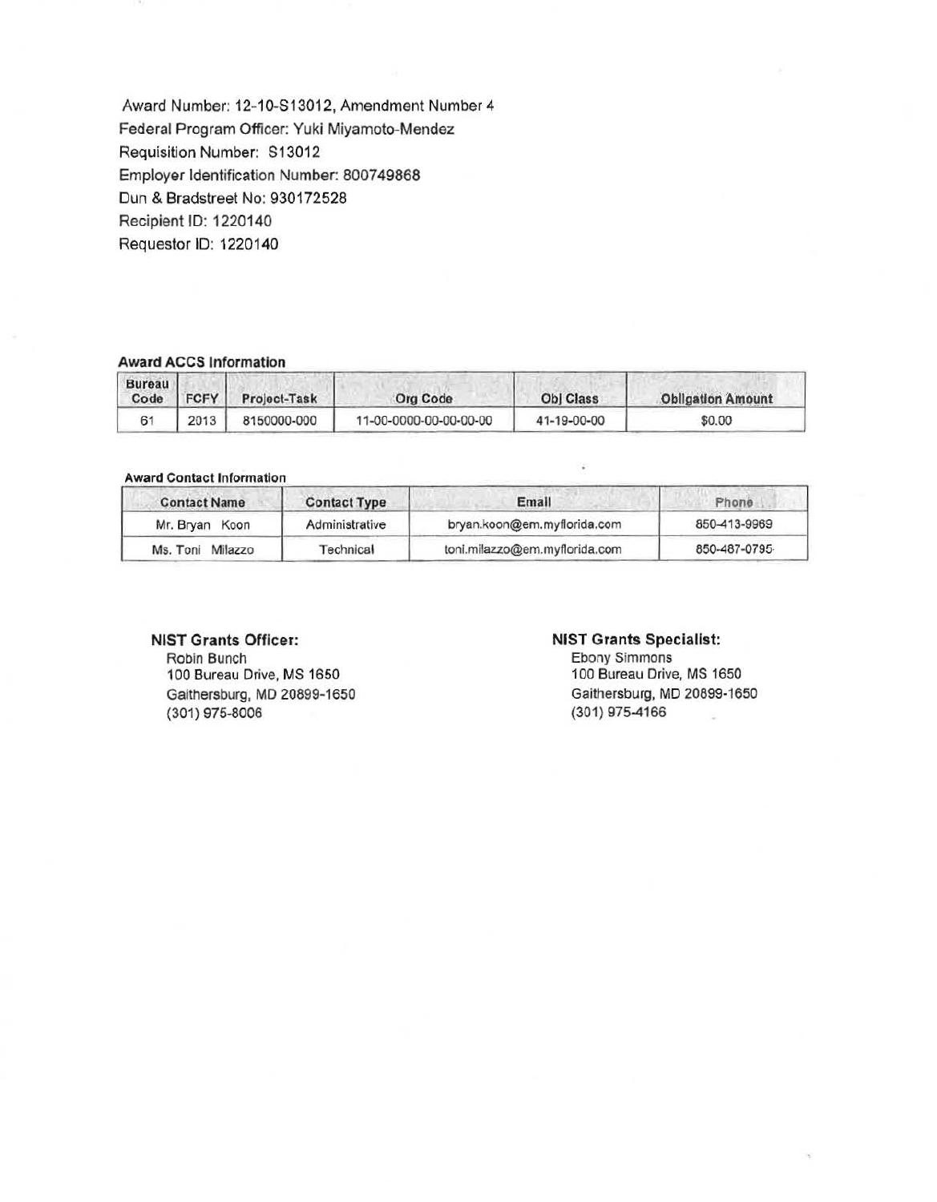Award Number: 12-10-S13012, Amendment Number 4
Federal Program Officer: Yuki Miyamoto-Mendez
Requisition Number: S13012
Employer Identification Number: 800749868
Dun & Bradstreet No: 930172528
Recipient ID: 1220140
Requestor ID: 1220140

**Award ACCS Information**

| Bureau Code | FCFY | Project-Task | Org Code | Obj Class | Obligation Amount |
|---|---|---|---|---|---|
| 61 | 2013 | 8150000-000 | 11-00-0000-00-00-00-00 | 41-19-00-00 | $0.00 |

**Award Contact Information**

| Contact Name | Contact Type | Email | Phone |
|---|---|---|---|
| Mr. Bryan Koon | Administrative | bryan.koon@em.myflorida.com | 850-413-9969 |
| Ms. Toni Milazzo | Technical | toni.milazzo@em.myflorida.com | 850-487-0795 |

**NIST Grants Officer:**
Robin Bunch
100 Bureau Drive, MS 1650
Gaithersburg, MD 20899-1650
(301) 975-8006

**NIST Grants Specialist:**
Ebony Simmons
100 Bureau Drive, MS 1650
Gaithersburg, MD 20899-1650
(301) 975-4166